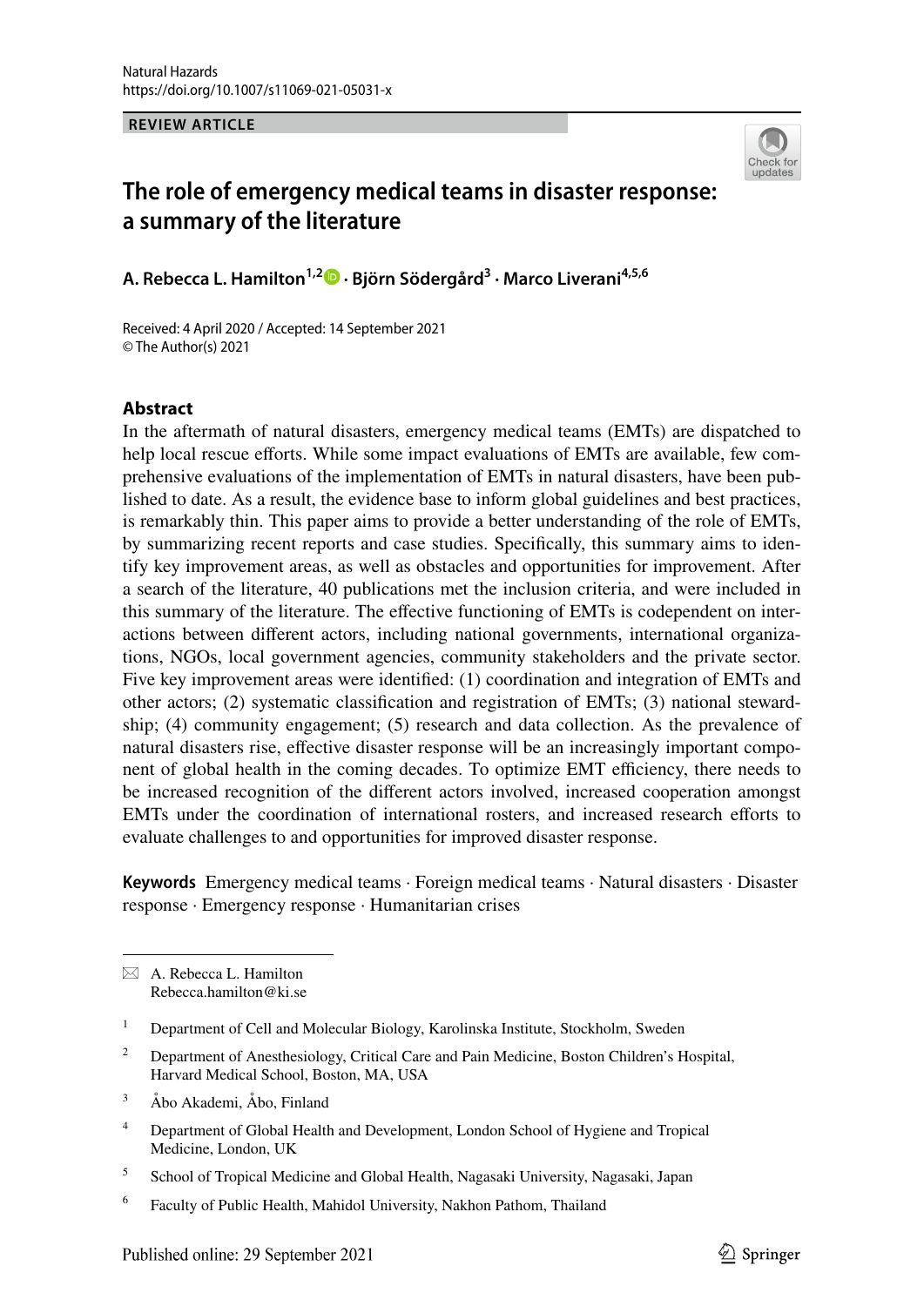Natural Hazards
https://doi.org/10.1007/s11069-021-05031-x

**REVIEW ARTICLE**

# The role of emergency medical teams in disaster response: a summary of the literature

**A. Rebecca L. Hamilton[1,2] · Björn Södergård[3] · Marco Liverani[4,5,6]**

Received: 4 April 2020 / Accepted: 14 September 2021
© The Author(s) 2021

## Abstract

In the aftermath of natural disasters, emergency medical teams (EMTs) are dispatched to help local rescue efforts. While some impact evaluations of EMTs are available, few comprehensive evaluations of the implementation of EMTs in natural disasters, have been published to date. As a result, the evidence base to inform global guidelines and best practices, is remarkably thin. This paper aims to provide a better understanding of the role of EMTs, by summarizing recent reports and case studies. Specifically, this summary aims to identify key improvement areas, as well as obstacles and opportunities for improvement. After a search of the literature, 40 publications met the inclusion criteria, and were included in this summary of the literature. The effective functioning of EMTs is codependent on interactions between different actors, including national governments, international organizations, NGOs, local government agencies, community stakeholders and the private sector. Five key improvement areas were identified: (1) coordination and integration of EMTs and other actors; (2) systematic classification and registration of EMTs; (3) national stewardship; (4) community engagement; (5) research and data collection. As the prevalence of natural disasters rise, effective disaster response will be an increasingly important component of global health in the coming decades. To optimize EMT efficiency, there needs to be increased recognition of the different actors involved, increased cooperation amongst EMTs under the coordination of international rosters, and increased research efforts to evaluate challenges to and opportunities for improved disaster response.

**Keywords** Emergency medical teams · Foreign medical teams · Natural disasters · Disaster response · Emergency response · Humanitarian crises

---

✉ A. Rebecca L. Hamilton
Rebecca.hamilton@ki.se

[1] Department of Cell and Molecular Biology, Karolinska Institute, Stockholm, Sweden

[2] Department of Anesthesiology, Critical Care and Pain Medicine, Boston Children's Hospital, Harvard Medical School, Boston, MA, USA

[3] Åbo Akademi, Åbo, Finland

[4] Department of Global Health and Development, London School of Hygiene and Tropical Medicine, London, UK

[5] School of Tropical Medicine and Global Health, Nagasaki University, Nagasaki, Japan

[6] Faculty of Public Health, Mahidol University, Nakhon Pathom, Thailand

Published online: 29 September 2021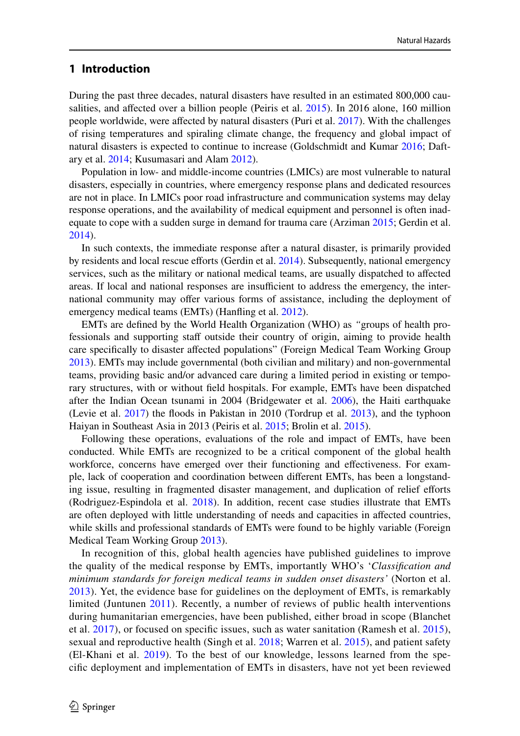## 1 Introduction

During the past three decades, natural disasters have resulted in an estimated 800,000 causalities, and affected over a billion people (Peiris et al. 2015). In 2016 alone, 160 million people worldwide, were affected by natural disasters (Puri et al. 2017). With the challenges of rising temperatures and spiraling climate change, the frequency and global impact of natural disasters is expected to continue to increase (Goldschmidt and Kumar 2016; Daftary et al. 2014; Kusumasari and Alam 2012).

Population in low- and middle-income countries (LMICs) are most vulnerable to natural disasters, especially in countries, where emergency response plans and dedicated resources are not in place. In LMICs poor road infrastructure and communication systems may delay response operations, and the availability of medical equipment and personnel is often inadequate to cope with a sudden surge in demand for trauma care (Arziman 2015; Gerdin et al. 2014).

In such contexts, the immediate response after a natural disaster, is primarily provided by residents and local rescue efforts (Gerdin et al. 2014). Subsequently, national emergency services, such as the military or national medical teams, are usually dispatched to affected areas. If local and national responses are insufficient to address the emergency, the international community may offer various forms of assistance, including the deployment of emergency medical teams (EMTs) (Hanfling et al. 2012).

EMTs are defined by the World Health Organization (WHO) as "groups of health professionals and supporting staff outside their country of origin, aiming to provide health care specifically to disaster affected populations" (Foreign Medical Team Working Group 2013). EMTs may include governmental (both civilian and military) and non-governmental teams, providing basic and/or advanced care during a limited period in existing or temporary structures, with or without field hospitals. For example, EMTs have been dispatched after the Indian Ocean tsunami in 2004 (Bridgewater et al. 2006), the Haiti earthquake (Levie et al. 2017) the floods in Pakistan in 2010 (Tordrup et al. 2013), and the typhoon Haiyan in Southeast Asia in 2013 (Peiris et al. 2015; Brolin et al. 2015).

Following these operations, evaluations of the role and impact of EMTs, have been conducted. While EMTs are recognized to be a critical component of the global health workforce, concerns have emerged over their functioning and effectiveness. For example, lack of cooperation and coordination between different EMTs, has been a longstanding issue, resulting in fragmented disaster management, and duplication of relief efforts (Rodriguez-Espindola et al. 2018). In addition, recent case studies illustrate that EMTs are often deployed with little understanding of needs and capacities in affected countries, while skills and professional standards of EMTs were found to be highly variable (Foreign Medical Team Working Group 2013).

In recognition of this, global health agencies have published guidelines to improve the quality of the medical response by EMTs, importantly WHO's '*Classification and minimum standards for foreign medical teams in sudden onset disasters'* (Norton et al. 2013). Yet, the evidence base for guidelines on the deployment of EMTs, is remarkably limited (Juntunen 2011). Recently, a number of reviews of public health interventions during humanitarian emergencies, have been published, either broad in scope (Blanchet et al. 2017), or focused on specific issues, such as water sanitation (Ramesh et al. 2015), sexual and reproductive health (Singh et al. 2018; Warren et al. 2015), and patient safety (El-Khani et al. 2019). To the best of our knowledge, lessons learned from the specific deployment and implementation of EMTs in disasters, have not yet been reviewed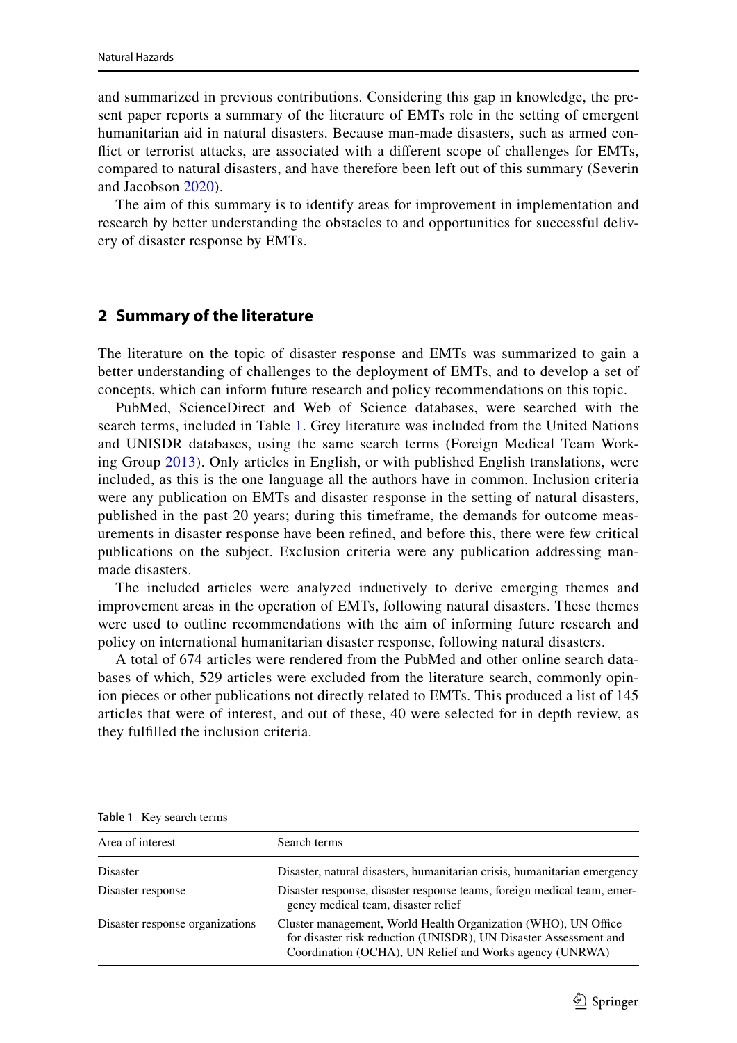and summarized in previous contributions. Considering this gap in knowledge, the present paper reports a summary of the literature of EMTs role in the setting of emergent humanitarian aid in natural disasters. Because man-made disasters, such as armed conflict or terrorist attacks, are associated with a different scope of challenges for EMTs, compared to natural disasters, and have therefore been left out of this summary (Severin and Jacobson 2020).

The aim of this summary is to identify areas for improvement in implementation and research by better understanding the obstacles to and opportunities for successful delivery of disaster response by EMTs.

## 2 Summary of the literature

The literature on the topic of disaster response and EMTs was summarized to gain a better understanding of challenges to the deployment of EMTs, and to develop a set of concepts, which can inform future research and policy recommendations on this topic.

PubMed, ScienceDirect and Web of Science databases, were searched with the search terms, included in Table 1. Grey literature was included from the United Nations and UNISDR databases, using the same search terms (Foreign Medical Team Working Group 2013). Only articles in English, or with published English translations, were included, as this is the one language all the authors have in common. Inclusion criteria were any publication on EMTs and disaster response in the setting of natural disasters, published in the past 20 years; during this timeframe, the demands for outcome measurements in disaster response have been refined, and before this, there were few critical publications on the subject. Exclusion criteria were any publication addressing man-made disasters.

The included articles were analyzed inductively to derive emerging themes and improvement areas in the operation of EMTs, following natural disasters. These themes were used to outline recommendations with the aim of informing future research and policy on international humanitarian disaster response, following natural disasters.

A total of 674 articles were rendered from the PubMed and other online search databases of which, 529 articles were excluded from the literature search, commonly opinion pieces or other publications not directly related to EMTs. This produced a list of 145 articles that were of interest, and out of these, 40 were selected for in depth review, as they fulfilled the inclusion criteria.

**Table 1** Key search terms

| Area of interest | Search terms |
| --- | --- |
| Disaster | Disaster, natural disasters, humanitarian crisis, humanitarian emergency |
| Disaster response | Disaster response, disaster response teams, foreign medical team, emergency medical team, disaster relief |
| Disaster response organizations | Cluster management, World Health Organization (WHO), UN Office for disaster risk reduction (UNISDR), UN Disaster Assessment and Coordination (OCHA), UN Relief and Works agency (UNRWA) |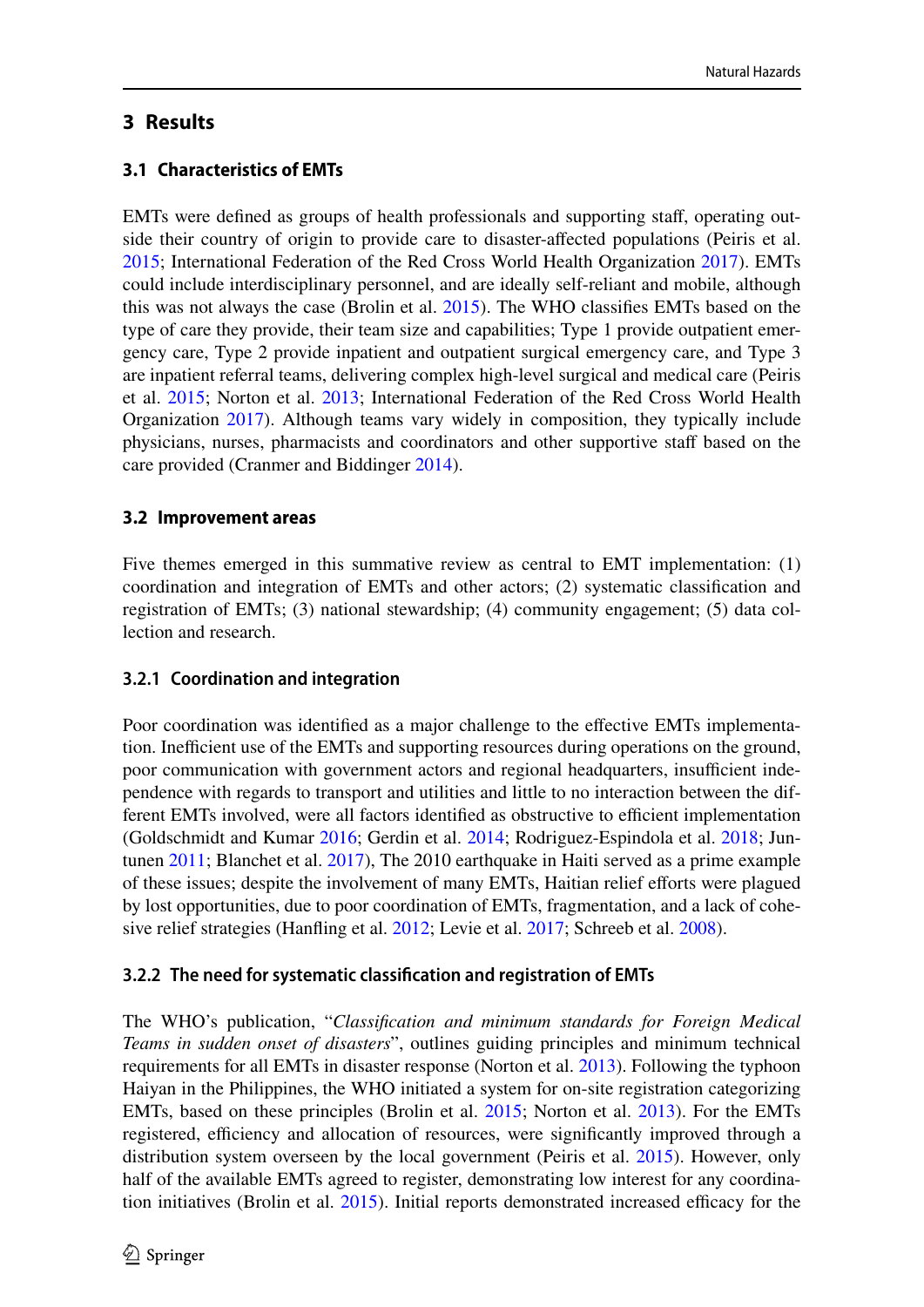## 3 Results

### 3.1 Characteristics of EMTs

EMTs were defined as groups of health professionals and supporting staff, operating outside their country of origin to provide care to disaster-affected populations (Peiris et al. 2015; International Federation of the Red Cross World Health Organization 2017). EMTs could include interdisciplinary personnel, and are ideally self-reliant and mobile, although this was not always the case (Brolin et al. 2015). The WHO classifies EMTs based on the type of care they provide, their team size and capabilities; Type 1 provide outpatient emergency care, Type 2 provide inpatient and outpatient surgical emergency care, and Type 3 are inpatient referral teams, delivering complex high-level surgical and medical care (Peiris et al. 2015; Norton et al. 2013; International Federation of the Red Cross World Health Organization 2017). Although teams vary widely in composition, they typically include physicians, nurses, pharmacists and coordinators and other supportive staff based on the care provided (Cranmer and Biddinger 2014).

### 3.2 Improvement areas

Five themes emerged in this summative review as central to EMT implementation: (1) coordination and integration of EMTs and other actors; (2) systematic classification and registration of EMTs; (3) national stewardship; (4) community engagement; (5) data collection and research.

#### 3.2.1 Coordination and integration

Poor coordination was identified as a major challenge to the effective EMTs implementation. Inefficient use of the EMTs and supporting resources during operations on the ground, poor communication with government actors and regional headquarters, insufficient independence with regards to transport and utilities and little to no interaction between the different EMTs involved, were all factors identified as obstructive to efficient implementation (Goldschmidt and Kumar 2016; Gerdin et al. 2014; Rodriguez-Espindola et al. 2018; Juntunen 2011; Blanchet et al. 2017), The 2010 earthquake in Haiti served as a prime example of these issues; despite the involvement of many EMTs, Haitian relief efforts were plagued by lost opportunities, due to poor coordination of EMTs, fragmentation, and a lack of cohesive relief strategies (Hanfling et al. 2012; Levie et al. 2017; Schreeb et al. 2008).

#### 3.2.2 The need for systematic classification and registration of EMTs

The WHO's publication, "*Classification and minimum standards for Foreign Medical Teams in sudden onset of disasters*", outlines guiding principles and minimum technical requirements for all EMTs in disaster response (Norton et al. 2013). Following the typhoon Haiyan in the Philippines, the WHO initiated a system for on-site registration categorizing EMTs, based on these principles (Brolin et al. 2015; Norton et al. 2013). For the EMTs registered, efficiency and allocation of resources, were significantly improved through a distribution system overseen by the local government (Peiris et al. 2015). However, only half of the available EMTs agreed to register, demonstrating low interest for any coordination initiatives (Brolin et al. 2015). Initial reports demonstrated increased efficacy for the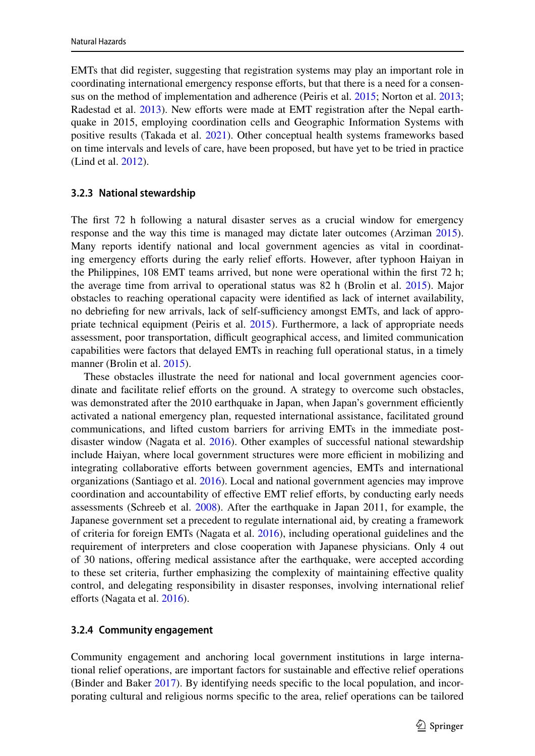EMTs that did register, suggesting that registration systems may play an important role in coordinating international emergency response efforts, but that there is a need for a consensus on the method of implementation and adherence (Peiris et al. 2015; Norton et al. 2013; Radestad et al. 2013). New efforts were made at EMT registration after the Nepal earthquake in 2015, employing coordination cells and Geographic Information Systems with positive results (Takada et al. 2021). Other conceptual health systems frameworks based on time intervals and levels of care, have been proposed, but have yet to be tried in practice (Lind et al. 2012).

### 3.2.3 National stewardship

The first 72 h following a natural disaster serves as a crucial window for emergency response and the way this time is managed may dictate later outcomes (Arziman 2015). Many reports identify national and local government agencies as vital in coordinating emergency efforts during the early relief efforts. However, after typhoon Haiyan in the Philippines, 108 EMT teams arrived, but none were operational within the first 72 h; the average time from arrival to operational status was 82 h (Brolin et al. 2015). Major obstacles to reaching operational capacity were identified as lack of internet availability, no debriefing for new arrivals, lack of self-sufficiency amongst EMTs, and lack of appropriate technical equipment (Peiris et al. 2015). Furthermore, a lack of appropriate needs assessment, poor transportation, difficult geographical access, and limited communication capabilities were factors that delayed EMTs in reaching full operational status, in a timely manner (Brolin et al. 2015).

These obstacles illustrate the need for national and local government agencies coordinate and facilitate relief efforts on the ground. A strategy to overcome such obstacles, was demonstrated after the 2010 earthquake in Japan, when Japan's government efficiently activated a national emergency plan, requested international assistance, facilitated ground communications, and lifted custom barriers for arriving EMTs in the immediate post-disaster window (Nagata et al. 2016). Other examples of successful national stewardship include Haiyan, where local government structures were more efficient in mobilizing and integrating collaborative efforts between government agencies, EMTs and international organizations (Santiago et al. 2016). Local and national government agencies may improve coordination and accountability of effective EMT relief efforts, by conducting early needs assessments (Schreeb et al. 2008). After the earthquake in Japan 2011, for example, the Japanese government set a precedent to regulate international aid, by creating a framework of criteria for foreign EMTs (Nagata et al. 2016), including operational guidelines and the requirement of interpreters and close cooperation with Japanese physicians. Only 4 out of 30 nations, offering medical assistance after the earthquake, were accepted according to these set criteria, further emphasizing the complexity of maintaining effective quality control, and delegating responsibility in disaster responses, involving international relief efforts (Nagata et al. 2016).

### 3.2.4 Community engagement

Community engagement and anchoring local government institutions in large international relief operations, are important factors for sustainable and effective relief operations (Binder and Baker 2017). By identifying needs specific to the local population, and incorporating cultural and religious norms specific to the area, relief operations can be tailored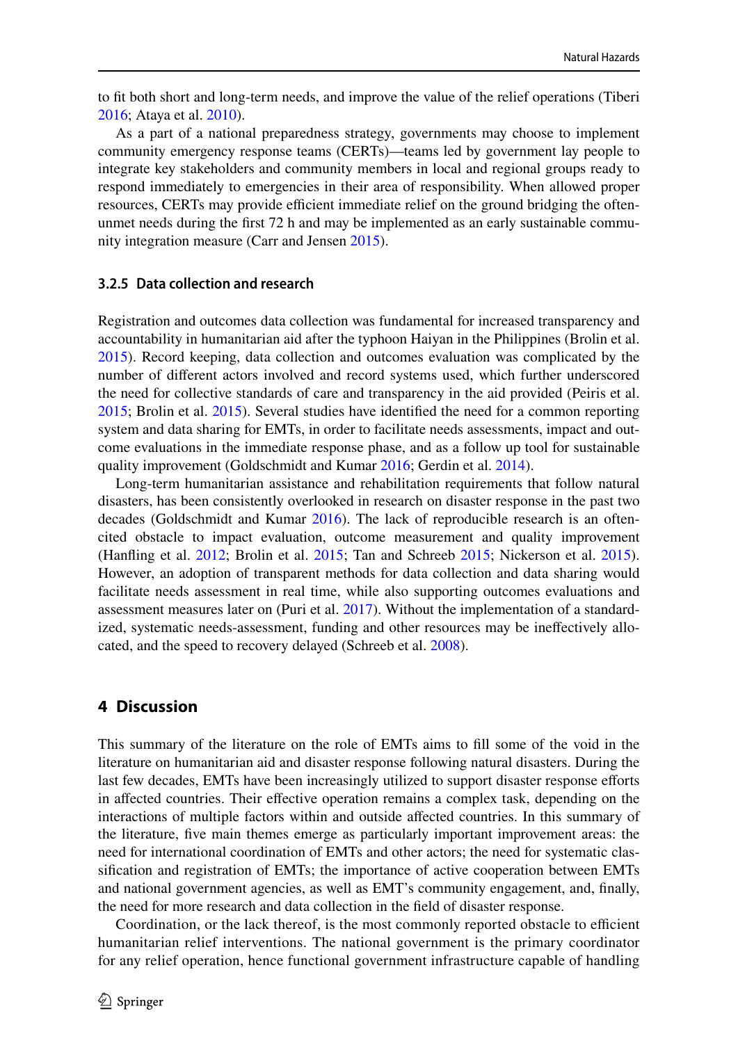to fit both short and long-term needs, and improve the value of the relief operations (Tiberi 2016; Ataya et al. 2010).

As a part of a national preparedness strategy, governments may choose to implement community emergency response teams (CERTs)—teams led by government lay people to integrate key stakeholders and community members in local and regional groups ready to respond immediately to emergencies in their area of responsibility. When allowed proper resources, CERTs may provide efficient immediate relief on the ground bridging the often-unmet needs during the first 72 h and may be implemented as an early sustainable community integration measure (Carr and Jensen 2015).

#### 3.2.5 Data collection and research

Registration and outcomes data collection was fundamental for increased transparency and accountability in humanitarian aid after the typhoon Haiyan in the Philippines (Brolin et al. 2015). Record keeping, data collection and outcomes evaluation was complicated by the number of different actors involved and record systems used, which further underscored the need for collective standards of care and transparency in the aid provided (Peiris et al. 2015; Brolin et al. 2015). Several studies have identified the need for a common reporting system and data sharing for EMTs, in order to facilitate needs assessments, impact and outcome evaluations in the immediate response phase, and as a follow up tool for sustainable quality improvement (Goldschmidt and Kumar 2016; Gerdin et al. 2014).

Long-term humanitarian assistance and rehabilitation requirements that follow natural disasters, has been consistently overlooked in research on disaster response in the past two decades (Goldschmidt and Kumar 2016). The lack of reproducible research is an often-cited obstacle to impact evaluation, outcome measurement and quality improvement (Hanfling et al. 2012; Brolin et al. 2015; Tan and Schreeb 2015; Nickerson et al. 2015). However, an adoption of transparent methods for data collection and data sharing would facilitate needs assessment in real time, while also supporting outcomes evaluations and assessment measures later on (Puri et al. 2017). Without the implementation of a standardized, systematic needs-assessment, funding and other resources may be ineffectively allocated, and the speed to recovery delayed (Schreeb et al. 2008).

## 4 Discussion

This summary of the literature on the role of EMTs aims to fill some of the void in the literature on humanitarian aid and disaster response following natural disasters. During the last few decades, EMTs have been increasingly utilized to support disaster response efforts in affected countries. Their effective operation remains a complex task, depending on the interactions of multiple factors within and outside affected countries. In this summary of the literature, five main themes emerge as particularly important improvement areas: the need for international coordination of EMTs and other actors; the need for systematic classification and registration of EMTs; the importance of active cooperation between EMTs and national government agencies, as well as EMT's community engagement, and, finally, the need for more research and data collection in the field of disaster response.

Coordination, or the lack thereof, is the most commonly reported obstacle to efficient humanitarian relief interventions. The national government is the primary coordinator for any relief operation, hence functional government infrastructure capable of handling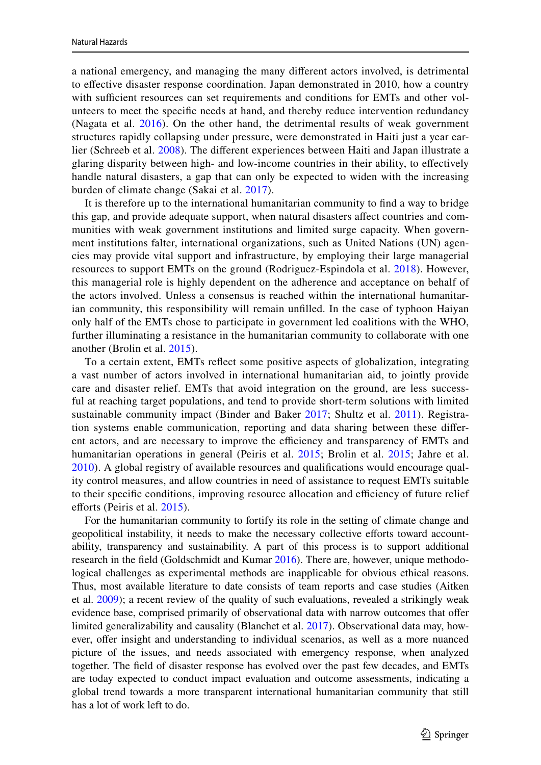a national emergency, and managing the many different actors involved, is detrimental to effective disaster response coordination. Japan demonstrated in 2010, how a country with sufficient resources can set requirements and conditions for EMTs and other volunteers to meet the specific needs at hand, and thereby reduce intervention redundancy (Nagata et al. 2016). On the other hand, the detrimental results of weak government structures rapidly collapsing under pressure, were demonstrated in Haiti just a year earlier (Schreeb et al. 2008). The different experiences between Haiti and Japan illustrate a glaring disparity between high- and low-income countries in their ability, to effectively handle natural disasters, a gap that can only be expected to widen with the increasing burden of climate change (Sakai et al. 2017).

It is therefore up to the international humanitarian community to find a way to bridge this gap, and provide adequate support, when natural disasters affect countries and communities with weak government institutions and limited surge capacity. When government institutions falter, international organizations, such as United Nations (UN) agencies may provide vital support and infrastructure, by employing their large managerial resources to support EMTs on the ground (Rodriguez-Espindola et al. 2018). However, this managerial role is highly dependent on the adherence and acceptance on behalf of the actors involved. Unless a consensus is reached within the international humanitarian community, this responsibility will remain unfilled. In the case of typhoon Haiyan only half of the EMTs chose to participate in government led coalitions with the WHO, further illuminating a resistance in the humanitarian community to collaborate with one another (Brolin et al. 2015).

To a certain extent, EMTs reflect some positive aspects of globalization, integrating a vast number of actors involved in international humanitarian aid, to jointly provide care and disaster relief. EMTs that avoid integration on the ground, are less successful at reaching target populations, and tend to provide short-term solutions with limited sustainable community impact (Binder and Baker 2017; Shultz et al. 2011). Registration systems enable communication, reporting and data sharing between these different actors, and are necessary to improve the efficiency and transparency of EMTs and humanitarian operations in general (Peiris et al. 2015; Brolin et al. 2015; Jahre et al. 2010). A global registry of available resources and qualifications would encourage quality control measures, and allow countries in need of assistance to request EMTs suitable to their specific conditions, improving resource allocation and efficiency of future relief efforts (Peiris et al. 2015).

For the humanitarian community to fortify its role in the setting of climate change and geopolitical instability, it needs to make the necessary collective efforts toward accountability, transparency and sustainability. A part of this process is to support additional research in the field (Goldschmidt and Kumar 2016). There are, however, unique methodological challenges as experimental methods are inapplicable for obvious ethical reasons. Thus, most available literature to date consists of team reports and case studies (Aitken et al. 2009); a recent review of the quality of such evaluations, revealed a strikingly weak evidence base, comprised primarily of observational data with narrow outcomes that offer limited generalizability and causality (Blanchet et al. 2017). Observational data may, however, offer insight and understanding to individual scenarios, as well as a more nuanced picture of the issues, and needs associated with emergency response, when analyzed together. The field of disaster response has evolved over the past few decades, and EMTs are today expected to conduct impact evaluation and outcome assessments, indicating a global trend towards a more transparent international humanitarian community that still has a lot of work left to do.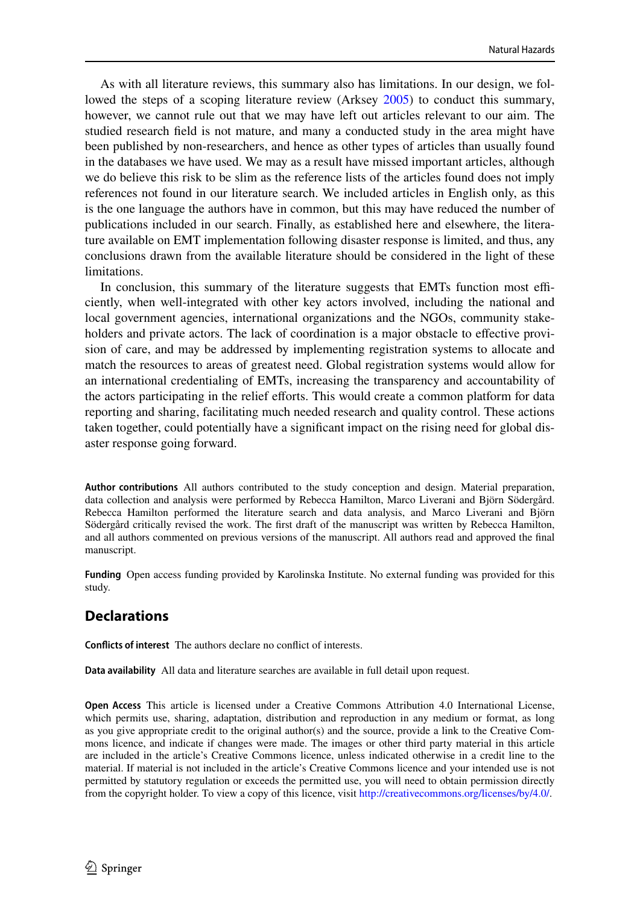As with all literature reviews, this summary also has limitations. In our design, we followed the steps of a scoping literature review (Arksey 2005) to conduct this summary, however, we cannot rule out that we may have left out articles relevant to our aim. The studied research field is not mature, and many a conducted study in the area might have been published by non-researchers, and hence as other types of articles than usually found in the databases we have used. We may as a result have missed important articles, although we do believe this risk to be slim as the reference lists of the articles found does not imply references not found in our literature search. We included articles in English only, as this is the one language the authors have in common, but this may have reduced the number of publications included in our search. Finally, as established here and elsewhere, the literature available on EMT implementation following disaster response is limited, and thus, any conclusions drawn from the available literature should be considered in the light of these limitations.

In conclusion, this summary of the literature suggests that EMTs function most efficiently, when well-integrated with other key actors involved, including the national and local government agencies, international organizations and the NGOs, community stakeholders and private actors. The lack of coordination is a major obstacle to effective provision of care, and may be addressed by implementing registration systems to allocate and match the resources to areas of greatest need. Global registration systems would allow for an international credentialing of EMTs, increasing the transparency and accountability of the actors participating in the relief efforts. This would create a common platform for data reporting and sharing, facilitating much needed research and quality control. These actions taken together, could potentially have a significant impact on the rising need for global disaster response going forward.

**Author contributions** All authors contributed to the study conception and design. Material preparation, data collection and analysis were performed by Rebecca Hamilton, Marco Liverani and Björn Södergård. Rebecca Hamilton performed the literature search and data analysis, and Marco Liverani and Björn Södergård critically revised the work. The first draft of the manuscript was written by Rebecca Hamilton, and all authors commented on previous versions of the manuscript. All authors read and approved the final manuscript.

**Funding** Open access funding provided by Karolinska Institute. No external funding was provided for this study.

## Declarations

**Conflicts of interest** The authors declare no conflict of interests.

**Data availability** All data and literature searches are available in full detail upon request.

**Open Access** This article is licensed under a Creative Commons Attribution 4.0 International License, which permits use, sharing, adaptation, distribution and reproduction in any medium or format, as long as you give appropriate credit to the original author(s) and the source, provide a link to the Creative Commons licence, and indicate if changes were made. The images or other third party material in this article are included in the article's Creative Commons licence, unless indicated otherwise in a credit line to the material. If material is not included in the article's Creative Commons licence and your intended use is not permitted by statutory regulation or exceeds the permitted use, you will need to obtain permission directly from the copyright holder. To view a copy of this licence, visit http://creativecommons.org/licenses/by/4.0/.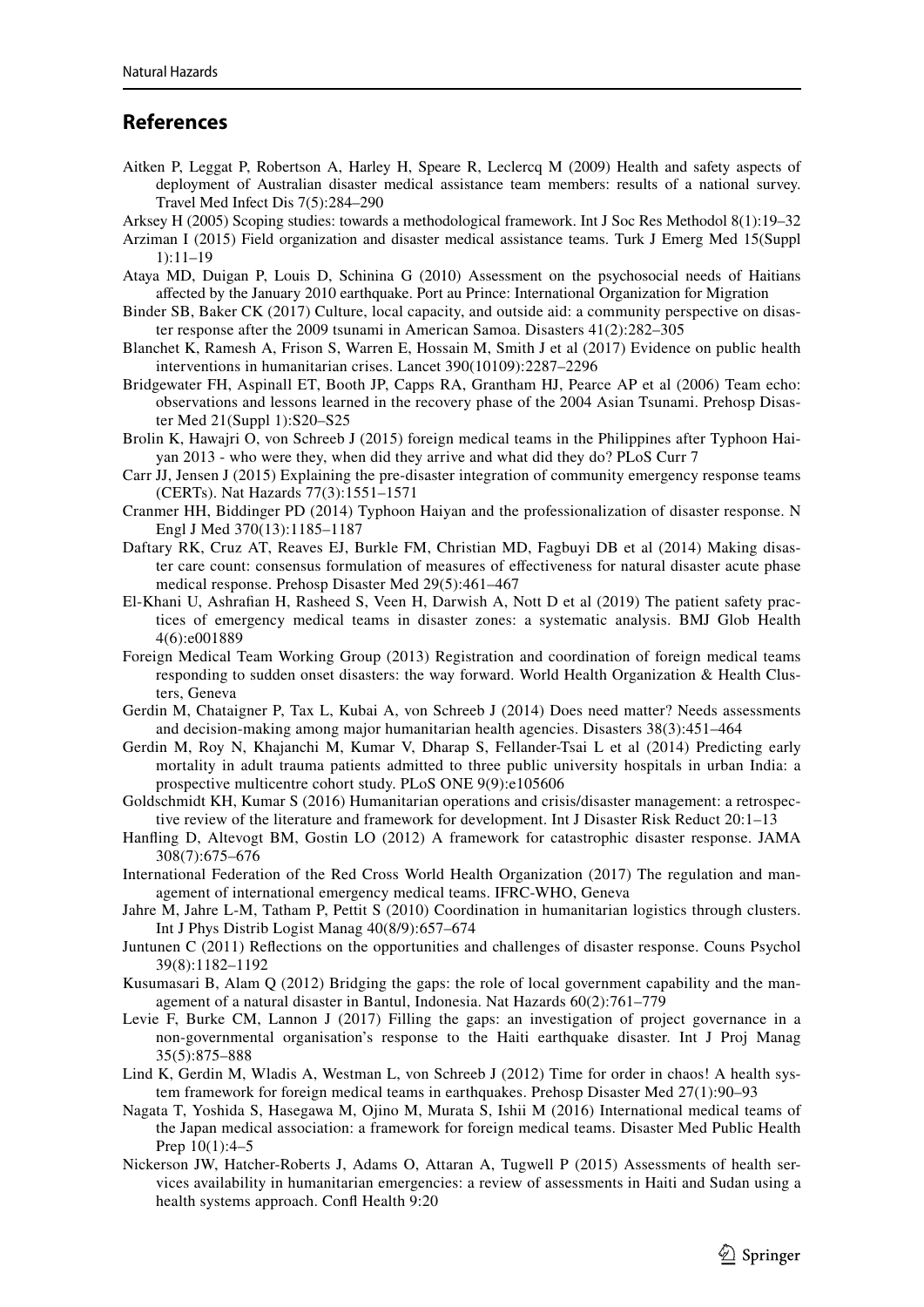## References

Aitken P, Leggat P, Robertson A, Harley H, Speare R, Leclercq M (2009) Health and safety aspects of deployment of Australian disaster medical assistance team members: results of a national survey. Travel Med Infect Dis 7(5):284–290

Arksey H (2005) Scoping studies: towards a methodological framework. Int J Soc Res Methodol 8(1):19–32

Arziman I (2015) Field organization and disaster medical assistance teams. Turk J Emerg Med 15(Suppl 1):11–19

Ataya MD, Duigan P, Louis D, Schinina G (2010) Assessment on the psychosocial needs of Haitians affected by the January 2010 earthquake. Port au Prince: International Organization for Migration

Binder SB, Baker CK (2017) Culture, local capacity, and outside aid: a community perspective on disaster response after the 2009 tsunami in American Samoa. Disasters 41(2):282–305

Blanchet K, Ramesh A, Frison S, Warren E, Hossain M, Smith J et al (2017) Evidence on public health interventions in humanitarian crises. Lancet 390(10109):2287–2296

Bridgewater FH, Aspinall ET, Booth JP, Capps RA, Grantham HJ, Pearce AP et al (2006) Team echo: observations and lessons learned in the recovery phase of the 2004 Asian Tsunami. Prehosp Disaster Med 21(Suppl 1):S20–S25

Brolin K, Hawajri O, von Schreeb J (2015) foreign medical teams in the Philippines after Typhoon Haiyan 2013 - who were they, when did they arrive and what did they do? PLoS Curr 7

Carr JJ, Jensen J (2015) Explaining the pre-disaster integration of community emergency response teams (CERTs). Nat Hazards 77(3):1551–1571

Cranmer HH, Biddinger PD (2014) Typhoon Haiyan and the professionalization of disaster response. N Engl J Med 370(13):1185–1187

Daftary RK, Cruz AT, Reaves EJ, Burkle FM, Christian MD, Fagbuyi DB et al (2014) Making disaster care count: consensus formulation of measures of effectiveness for natural disaster acute phase medical response. Prehosp Disaster Med 29(5):461–467

El-Khani U, Ashrafian H, Rasheed S, Veen H, Darwish A, Nott D et al (2019) The patient safety practices of emergency medical teams in disaster zones: a systematic analysis. BMJ Glob Health 4(6):e001889

Foreign Medical Team Working Group (2013) Registration and coordination of foreign medical teams responding to sudden onset disasters: the way forward. World Health Organization & Health Clusters, Geneva

Gerdin M, Chataigner P, Tax L, Kubai A, von Schreeb J (2014) Does need matter? Needs assessments and decision-making among major humanitarian health agencies. Disasters 38(3):451–464

Gerdin M, Roy N, Khajanchi M, Kumar V, Dharap S, Fellander-Tsai L et al (2014) Predicting early mortality in adult trauma patients admitted to three public university hospitals in urban India: a prospective multicentre cohort study. PLoS ONE 9(9):e105606

Goldschmidt KH, Kumar S (2016) Humanitarian operations and crisis/disaster management: a retrospective review of the literature and framework for development. Int J Disaster Risk Reduct 20:1–13

Hanfling D, Altevogt BM, Gostin LO (2012) A framework for catastrophic disaster response. JAMA 308(7):675–676

International Federation of the Red Cross World Health Organization (2017) The regulation and management of international emergency medical teams. IFRC-WHO, Geneva

Jahre M, Jahre L-M, Tatham P, Pettit S (2010) Coordination in humanitarian logistics through clusters. Int J Phys Distrib Logist Manag 40(8/9):657–674

Juntunen C (2011) Reflections on the opportunities and challenges of disaster response. Couns Psychol 39(8):1182–1192

Kusumasari B, Alam Q (2012) Bridging the gaps: the role of local government capability and the management of a natural disaster in Bantul, Indonesia. Nat Hazards 60(2):761–779

Levie F, Burke CM, Lannon J (2017) Filling the gaps: an investigation of project governance in a non-governmental organisation's response to the Haiti earthquake disaster. Int J Proj Manag 35(5):875–888

Lind K, Gerdin M, Wladis A, Westman L, von Schreeb J (2012) Time for order in chaos! A health system framework for foreign medical teams in earthquakes. Prehosp Disaster Med 27(1):90–93

Nagata T, Yoshida S, Hasegawa M, Ojino M, Murata S, Ishii M (2016) International medical teams of the Japan medical association: a framework for foreign medical teams. Disaster Med Public Health Prep 10(1):4–5

Nickerson JW, Hatcher-Roberts J, Adams O, Attaran A, Tugwell P (2015) Assessments of health services availability in humanitarian emergencies: a review of assessments in Haiti and Sudan using a health systems approach. Confl Health 9:20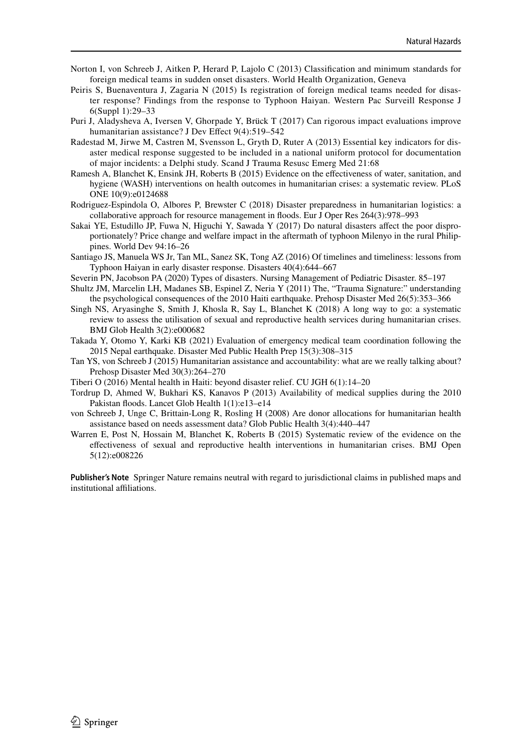Norton I, von Schreeb J, Aitken P, Herard P, Lajolo C (2013) Classification and minimum standards for foreign medical teams in sudden onset disasters. World Health Organization, Geneva

Peiris S, Buenaventura J, Zagaria N (2015) Is registration of foreign medical teams needed for disaster response? Findings from the response to Typhoon Haiyan. Western Pac Surveill Response J 6(Suppl 1):29–33

Puri J, Aladysheva A, Iversen V, Ghorpade Y, Brück T (2017) Can rigorous impact evaluations improve humanitarian assistance? J Dev Effect 9(4):519–542

Radestad M, Jirwe M, Castren M, Svensson L, Gryth D, Ruter A (2013) Essential key indicators for disaster medical response suggested to be included in a national uniform protocol for documentation of major incidents: a Delphi study. Scand J Trauma Resusc Emerg Med 21:68

Ramesh A, Blanchet K, Ensink JH, Roberts B (2015) Evidence on the effectiveness of water, sanitation, and hygiene (WASH) interventions on health outcomes in humanitarian crises: a systematic review. PLoS ONE 10(9):e0124688

Rodriguez-Espindola O, Albores P, Brewster C (2018) Disaster preparedness in humanitarian logistics: a collaborative approach for resource management in floods. Eur J Oper Res 264(3):978–993

Sakai YE, Estudillo JP, Fuwa N, Higuchi Y, Sawada Y (2017) Do natural disasters affect the poor disproportionately? Price change and welfare impact in the aftermath of typhoon Milenyo in the rural Philippines. World Dev 94:16–26

Santiago JS, Manuela WS Jr, Tan ML, Sanez SK, Tong AZ (2016) Of timelines and timeliness: lessons from Typhoon Haiyan in early disaster response. Disasters 40(4):644–667

Severin PN, Jacobson PA (2020) Types of disasters. Nursing Management of Pediatric Disaster. 85–197

Shultz JM, Marcelin LH, Madanes SB, Espinel Z, Neria Y (2011) The, "Trauma Signature:" understanding the psychological consequences of the 2010 Haiti earthquake. Prehosp Disaster Med 26(5):353–366

Singh NS, Aryasinghe S, Smith J, Khosla R, Say L, Blanchet K (2018) A long way to go: a systematic review to assess the utilisation of sexual and reproductive health services during humanitarian crises. BMJ Glob Health 3(2):e000682

Takada Y, Otomo Y, Karki KB (2021) Evaluation of emergency medical team coordination following the 2015 Nepal earthquake. Disaster Med Public Health Prep 15(3):308–315

Tan YS, von Schreeb J (2015) Humanitarian assistance and accountability: what are we really talking about? Prehosp Disaster Med 30(3):264–270

Tiberi O (2016) Mental health in Haiti: beyond disaster relief. CU JGH 6(1):14–20

Tordrup D, Ahmed W, Bukhari KS, Kanavos P (2013) Availability of medical supplies during the 2010 Pakistan floods. Lancet Glob Health 1(1):e13–e14

von Schreeb J, Unge C, Brittain-Long R, Rosling H (2008) Are donor allocations for humanitarian health assistance based on needs assessment data? Glob Public Health 3(4):440–447

Warren E, Post N, Hossain M, Blanchet K, Roberts B (2015) Systematic review of the evidence on the effectiveness of sexual and reproductive health interventions in humanitarian crises. BMJ Open 5(12):e008226

**Publisher's Note** Springer Nature remains neutral with regard to jurisdictional claims in published maps and institutional affiliations.